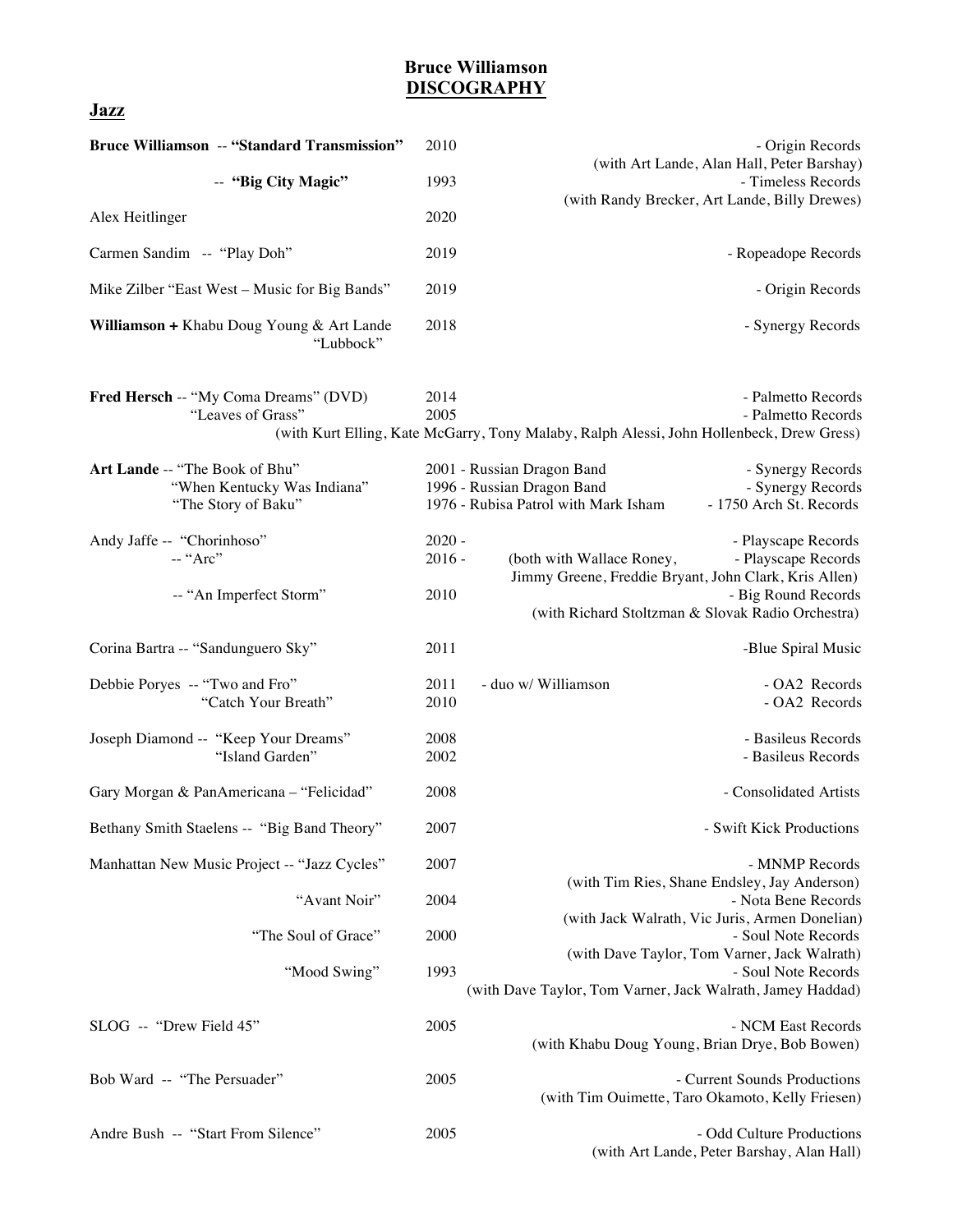# Bruce Williamson
## DISCOGRAPHY

### Jazz

| Artist / Title | Year | Label / Personnel |
|---|---|---|
| **Bruce Williamson** -- **"Standard Transmission"** | 2010 | - Origin Records (with Art Lande, Alan Hall, Peter Barshay) |
| -- **"Big City Magic"** | 1993 | - Timeless Records (with Randy Brecker, Art Lande, Billy Drewes) |
| Alex Heitlinger | 2020 | |
| Carmen Sandim -- "Play Doh" | 2019 | - Ropeadope Records |
| Mike Zilber "East West – Music for Big Bands" | 2019 | - Origin Records |
| **Williamson +** Khabu Doug Young & Art Lande "Lubbock" | 2018 | - Synergy Records |
| **Fred Hersch** -- "My Coma Dreams" (DVD) | 2014 | - Palmetto Records |
| "Leaves of Grass" | 2005 | - Palmetto Records (with Kurt Elling, Kate McGarry, Tony Malaby, Ralph Alessi, John Hollenbeck, Drew Gress) |
| **Art Lande** -- "The Book of Bhu" | 2001 - Russian Dragon Band | - Synergy Records |
| "When Kentucky Was Indiana" | 1996 - Russian Dragon Band | - Synergy Records |
| "The Story of Baku" | 1976 - Rubisa Patrol with Mark Isham | - 1750 Arch St. Records |
| Andy Jaffe -- "Chorinhoso" | 2020 - | - Playscape Records |
| -- "Arc" | 2016 - | - Playscape Records (both with Wallace Roney, Jimmy Greene, Freddie Bryant, John Clark, Kris Allen) |
| -- "An Imperfect Storm" | 2010 | - Big Round Records (with Richard Stoltzman & Slovak Radio Orchestra) |
| Corina Bartra -- "Sandunguero Sky" | 2011 | -Blue Spiral Music |
| Debbie Poryes -- "Two and Fro" | 2011 - duo w/ Williamson | - OA2 Records |
| "Catch Your Breath" | 2010 | - OA2 Records |
| Joseph Diamond -- "Keep Your Dreams" | 2008 | - Basileus Records |
| "Island Garden" | 2002 | - Basileus Records |
| Gary Morgan & PanAmericana – "Felicidad" | 2008 | - Consolidated Artists |
| Bethany Smith Staelens -- "Big Band Theory" | 2007 | - Swift Kick Productions |
| Manhattan New Music Project -- "Jazz Cycles" | 2007 | - MNMP Records (with Tim Ries, Shane Endsley, Jay Anderson) |
| "Avant Noir" | 2004 | - Nota Bene Records (with Jack Walrath, Vic Juris, Armen Donelian) |
| "The Soul of Grace" | 2000 | - Soul Note Records (with Dave Taylor, Tom Varner, Jack Walrath) |
| "Mood Swing" | 1993 | - Soul Note Records (with Dave Taylor, Tom Varner, Jack Walrath, Jamey Haddad) |
| SLOG -- "Drew Field 45" | 2005 | - NCM East Records (with Khabu Doug Young, Brian Drye, Bob Bowen) |
| Bob Ward -- "The Persuader" | 2005 | - Current Sounds Productions (with Tim Ouimette, Taro Okamoto, Kelly Friesen) |
| Andre Bush -- "Start From Silence" | 2005 | - Odd Culture Productions (with Art Lande, Peter Barshay, Alan Hall) |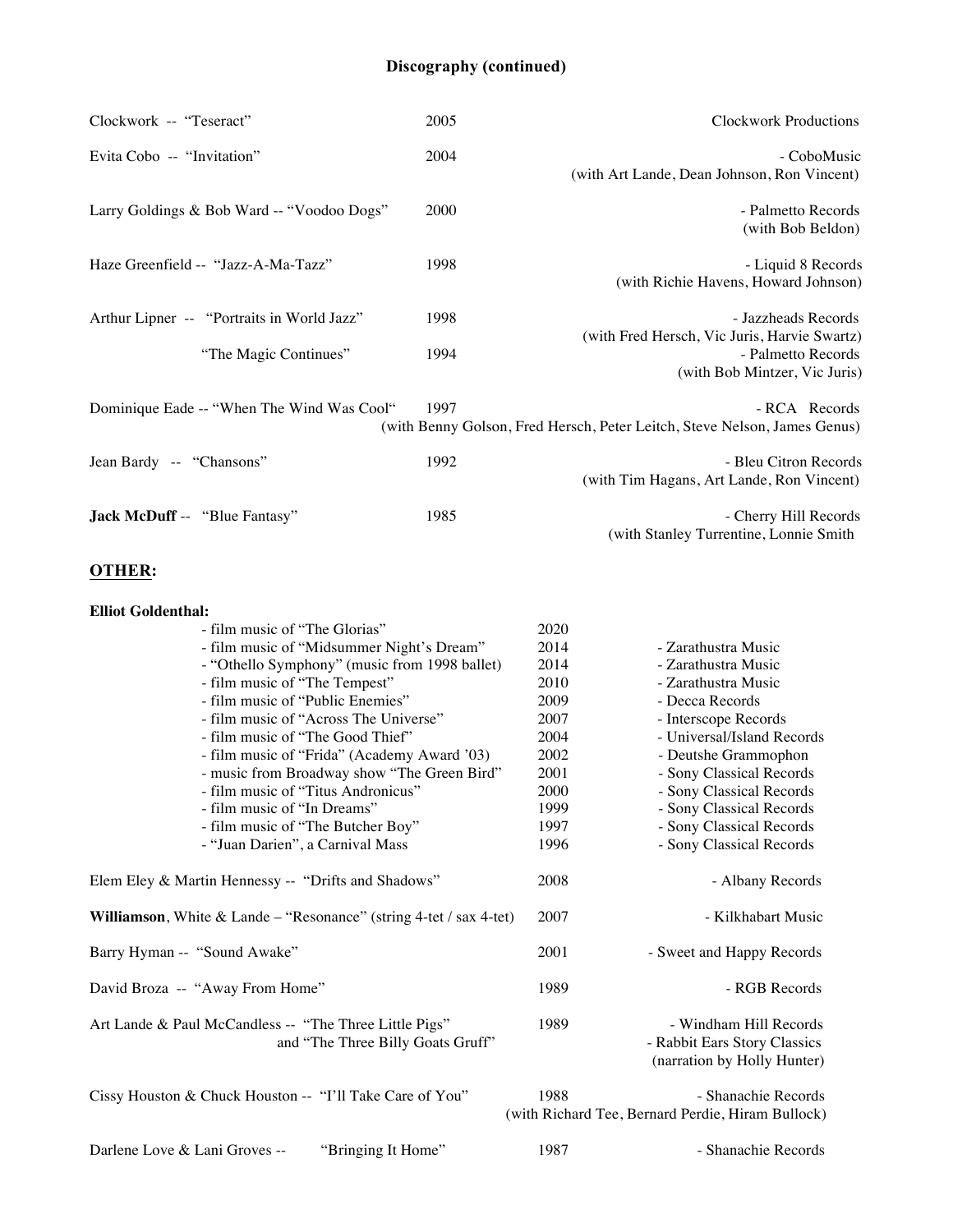## Discography (continued)

| | | |
|---|---|---|
| Clockwork -- "Teseract" | 2005 | Clockwork Productions |
| Evita Cobo -- "Invitation" | 2004 | - CoboMusic (with Art Lande, Dean Johnson, Ron Vincent) |
| Larry Goldings & Bob Ward -- "Voodoo Dogs" | 2000 | - Palmetto Records (with Bob Beldon) |
| Haze Greenfield -- "Jazz-A-Ma-Tazz" | 1998 | - Liquid 8 Records (with Richie Havens, Howard Johnson) |
| Arthur Lipner -- "Portraits in World Jazz" | 1998 | - Jazzheads Records (with Fred Hersch, Vic Juris, Harvie Swartz) |
| "The Magic Continues" | 1994 | - Palmetto Records (with Bob Mintzer, Vic Juris) |
| Dominique Eade -- "When The Wind Was Cool" | 1997 | - RCA Records (with Benny Golson, Fred Hersch, Peter Leitch, Steve Nelson, James Genus) |
| Jean Bardy -- "Chansons" | 1992 | - Bleu Citron Records (with Tim Hagans, Art Lande, Ron Vincent) |
| **Jack McDuff** -- "Blue Fantasy" | 1985 | - Cherry Hill Records (with Stanley Turrentine, Lonnie Smith |

## OTHER:

**Elliot Goldenthal:**

| | | |
|---|---|---|
| - film music of "The Glorias" | 2020 | |
| - film music of "Midsummer Night's Dream" | 2014 | - Zarathustra Music |
| - "Othello Symphony" (music from 1998 ballet) | 2014 | - Zarathustra Music |
| - film music of "The Tempest" | 2010 | - Zarathustra Music |
| - film music of "Public Enemies" | 2009 | - Decca Records |
| - film music of "Across The Universe" | 2007 | - Interscope Records |
| - film music of "The Good Thief" | 2004 | - Universal/Island Records |
| - film music of "Frida" (Academy Award '03) | 2002 | - Deutshe Grammophon |
| - music from Broadway show "The Green Bird" | 2001 | - Sony Classical Records |
| - film music of "Titus Andronicus" | 2000 | - Sony Classical Records |
| - film music of "In Dreams" | 1999 | - Sony Classical Records |
| - film music of "The Butcher Boy" | 1997 | - Sony Classical Records |
| - "Juan Darien", a Carnival Mass | 1996 | - Sony Classical Records |

| | | |
|---|---|---|
| Elem Eley & Martin Hennessy -- "Drifts and Shadows" | 2008 | - Albany Records |
| **Williamson**, White & Lande – "Resonance" (string 4-tet / sax 4-tet) | 2007 | - Kilkhabart Music |
| Barry Hyman -- "Sound Awake" | 2001 | - Sweet and Happy Records |
| David Broza -- "Away From Home" | 1989 | - RGB Records |
| Art Lande & Paul McCandless -- "The Three Little Pigs" and "The Three Billy Goats Gruff" | 1989 | - Windham Hill Records - Rabbit Ears Story Classics (narration by Holly Hunter) |
| Cissy Houston & Chuck Houston -- "I'll Take Care of You" | 1988 | - Shanachie Records (with Richard Tee, Bernard Perdie, Hiram Bullock) |
| Darlene Love & Lani Groves -- "Bringing It Home" | 1987 | - Shanachie Records |